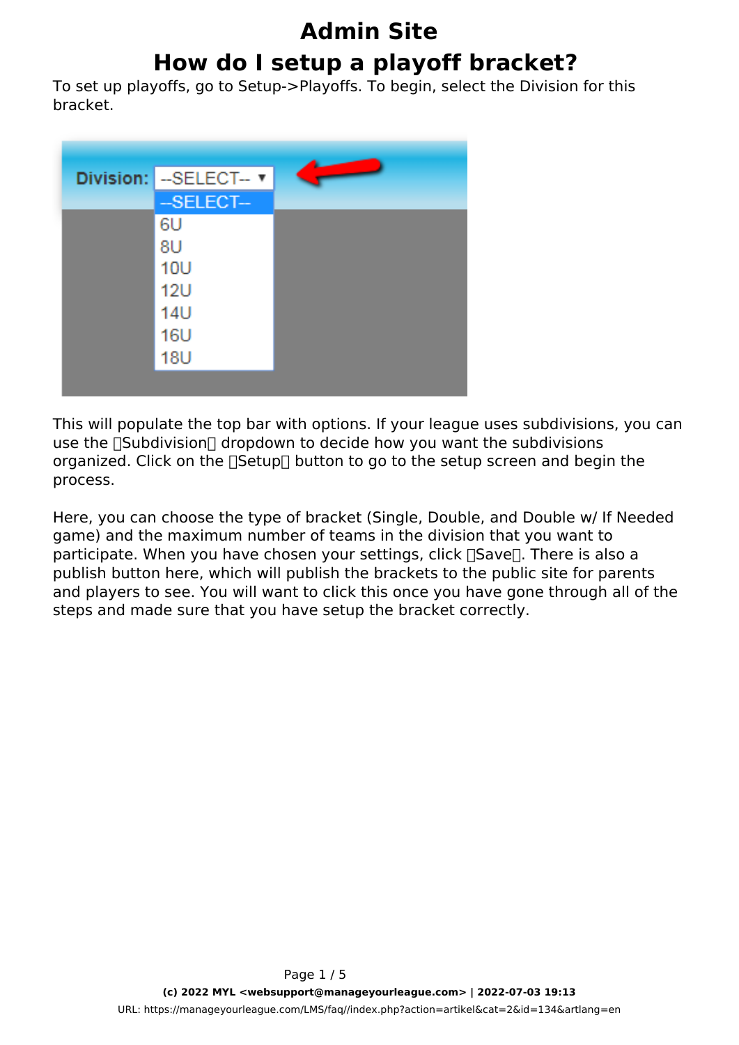# Admin Site

## How do I setup a playoff bracket?

To set up playoffs, go to Setup->Playoffs. To begin, select the Division for this bracket.

This will populate the top bar with options. If your league uses subdivisions, you can use the Subdivision dropdown to decide how you want the subdivisions organized. Click on the Setup button to go to the setup screen and begin the process.

Here, you can choose the type of bracket (Single, Double, and Double w/ If Needed game) and the maximum number of teams in the division that you want to participate. When you have chosen your settings, click Save. There is also a publish button here, which will publish the brackets to the public site for parents and players to see. You will want to click this once you have gone through all of the steps and made sure that you have setup the bracket correctly.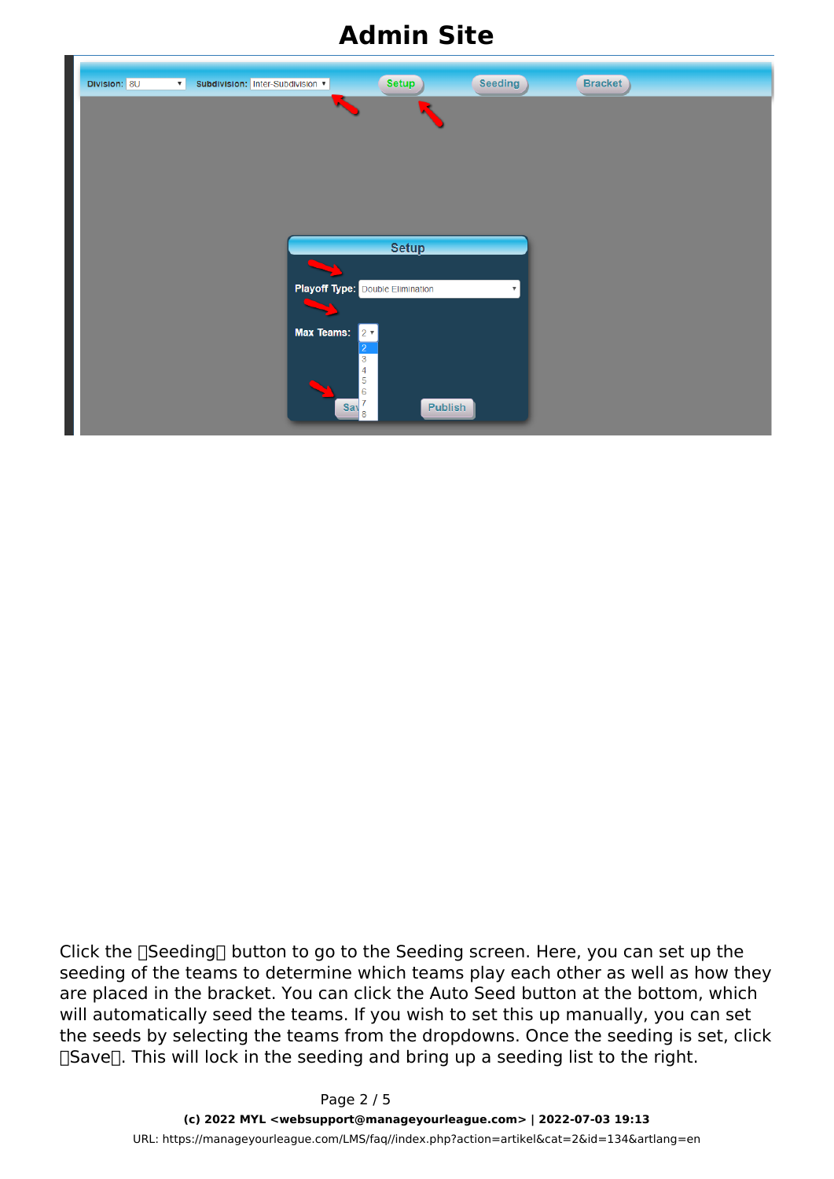# Admin Site

Click the Seeding button to go to the Seeding screen. Here, you can set up the seeding of the teams to determine which teams play each other as well as how they are placed in the bracket. You can click the Auto Seed button at the bottom, which will automatically seed the teams. If you wish to set this up manually, you can set the seeds by selecting the teams from the dropdowns. Once the seeding is set, click Save. This will lock in the seeding and bring up a seeding list to the right.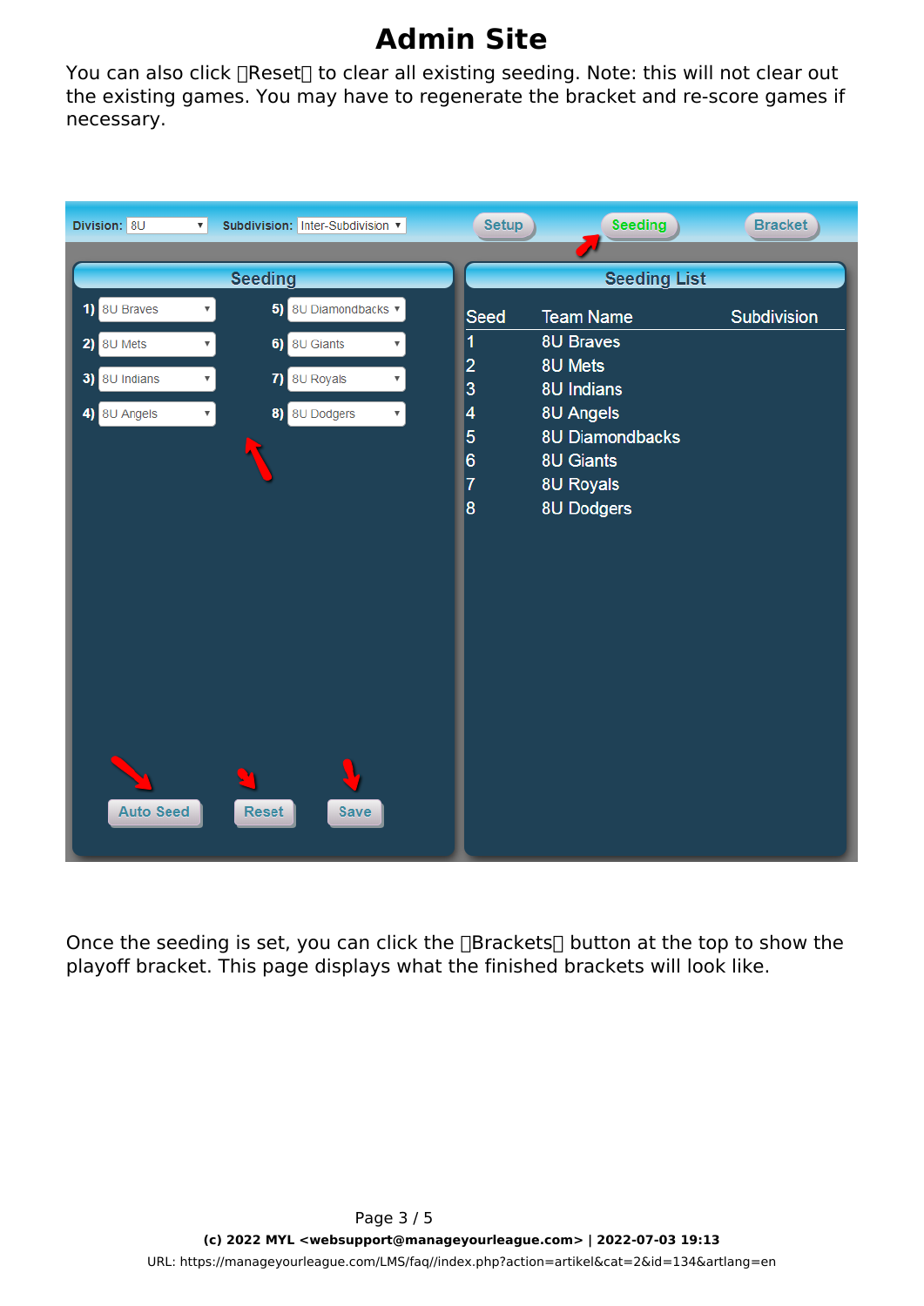You can also click "Reset" to clear all existing seeding. Note: this will not clear out the existing games. You may have to regenerate the bracket and re-score games if necessary.

Once the seeding is set, you can click the "Brackets" button at the top to show the playoff bracket. This page displays what the finished brackets will look like.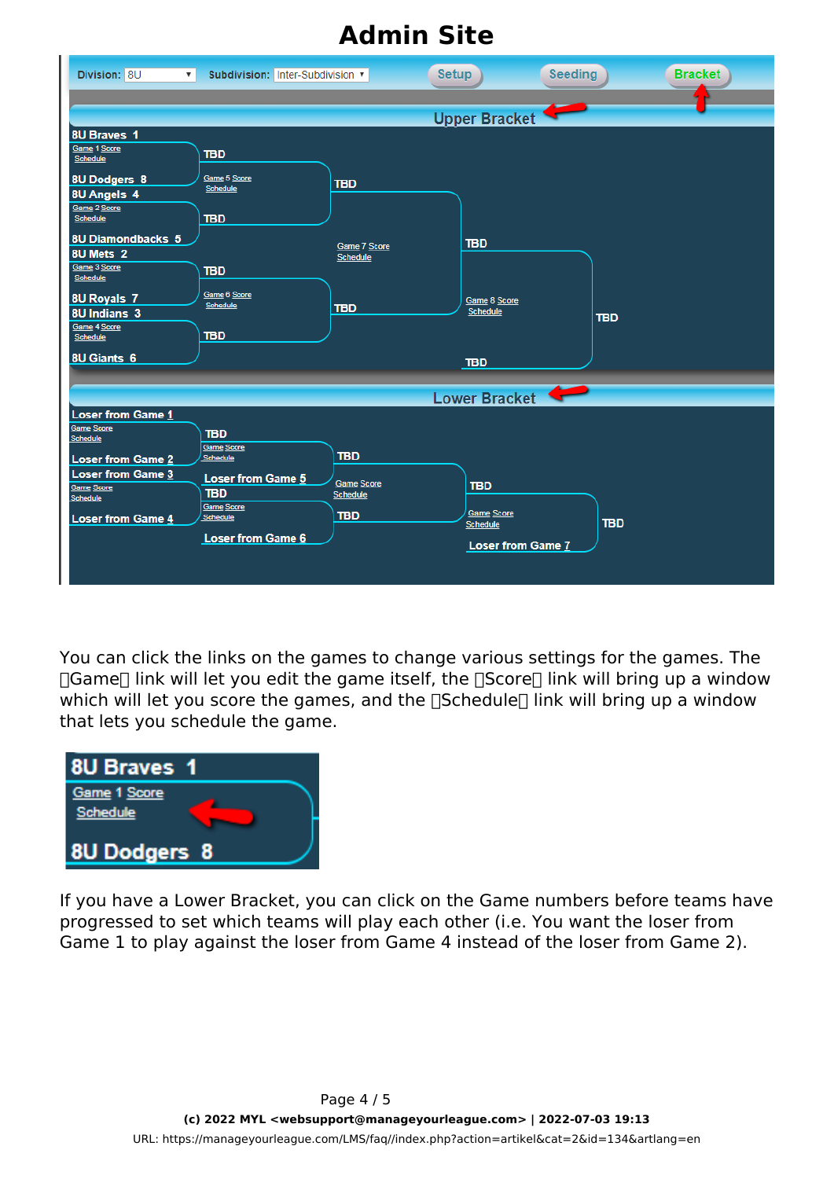# Admin Site

Division: 8U Subdivision: Inter-Subdivision Setup Seeding Bracket

Upper Bracket

8U Braves 1
Game 1 Score
Schedule
8U Dodgers 8
8U Angels 4
Game 2 Score
Schedule
8U Diamondbacks 5
8U Mets 2
Game 3 Score
Schedule
8U Royals 7
8U Indians 3
Game 4 Score
Schedule
8U Giants 6
TBD
Game 5 Score
Schedule
TBD
TBD
Game 6 Score
Schedule
TBD
TBD
Game 7 Score
Schedule
TBD
TBD
Game 8 Score
Schedule
TBD
TBD

Lower Bracket

Loser from Game 1
Game Score
Schedule
Loser from Game 2
Loser from Game 3
Game Score
Schedule
Loser from Game 4
TBD
Game Score
Schedule
Loser from Game 5
TBD
Game Score
Schedule
Loser from Game 6
TBD
Game Score
Schedule
TBD
TBD
Game Score
Schedule
Loser from Game 7
TBD

You can click the links on the games to change various settings for the games. The "Game" link will let you edit the game itself, the "Score" link will bring up a window which will let you score the games, and the "Schedule" link will bring up a window that lets you schedule the game.

8U Braves 1
Game 1 Score
Schedule
8U Dodgers 8

If you have a Lower Bracket, you can click on the Game numbers before teams have progressed to set which teams will play each other (i.e. You want the loser from Game 1 to play against the loser from Game 4 instead of the loser from Game 2).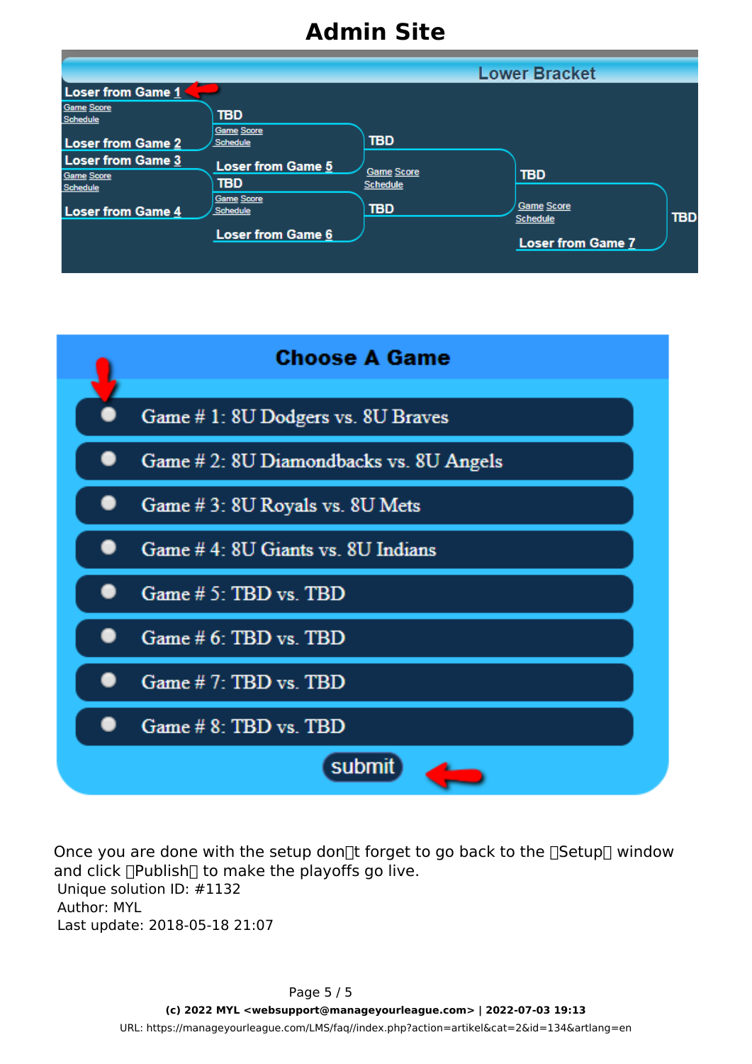# Admin Site

Lower Bracket

Loser from Game 1
Game Score
Schedule
Loser from Game 2
Loser from Game 3
Game Score
Schedule
Loser from Game 4
TBD
Game Score
Schedule
Loser from Game 5
TBD
Game Score
Schedule
Loser from Game 6
TBD
Game Score
Schedule
TBD
TBD
Game Score
Schedule
Loser from Game 7
TBD

**Choose A Game**

- Game # 1: 8U Dodgers vs. 8U Braves
- Game # 2: 8U Diamondbacks vs. 8U Angels
- Game # 3: 8U Royals vs. 8U Mets
- Game # 4: 8U Giants vs. 8U Indians
- Game # 5: TBD vs. TBD
- Game # 6: TBD vs. TBD
- Game # 7: TBD vs. TBD
- Game # 8: TBD vs. TBD

submit

Once you are done with the setup don't forget to go back to the "Setup" window and click "Publish" to make the playoffs go live.

Unique solution ID: #1132
Author: MYL
Last update: 2018-05-18 21:07